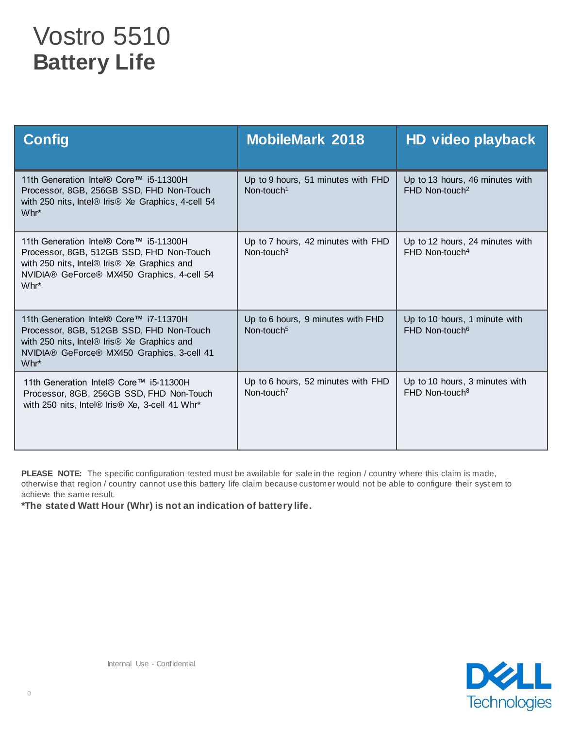# Vostro 5510
## Battery Life

| Config | MobileMark 2018 | HD video playback |
|---|---|---|
| 11th Generation Intel® Core™ i5-11300H Processor, 8GB, 256GB SSD, FHD Non-Touch with 250 nits, Intel® Iris® Xe Graphics, 4-cell 54 Whr* | Up to 9 hours, 51 minutes with FHD Non-touch[1] | Up to 13 hours, 46 minutes with FHD Non-touch[2] |
| 11th Generation Intel® Core™ i5-11300H Processor, 8GB, 512GB SSD, FHD Non-Touch with 250 nits, Intel® Iris® Xe Graphics and NVIDIA® GeForce® MX450 Graphics, 4-cell 54 Whr* | Up to 7 hours, 42 minutes with FHD Non-touch[3] | Up to 12 hours, 24 minutes with FHD Non-touch[4] |
| 11th Generation Intel® Core™ i7-11370H Processor, 8GB, 512GB SSD, FHD Non-Touch with 250 nits, Intel® Iris® Xe Graphics and NVIDIA® GeForce® MX450 Graphics, 3-cell 41 Whr* | Up to 6 hours, 9 minutes with FHD Non-touch[5] | Up to 10 hours, 1 minute with FHD Non-touch[6] |
| 11th Generation Intel® Core™ i5-11300H Processor, 8GB, 256GB SSD, FHD Non-Touch with 250 nits, Intel® Iris® Xe, 3-cell 41 Whr* | Up to 6 hours, 52 minutes with FHD Non-touch[7] | Up to 10 hours, 3 minutes with FHD Non-touch[8] |

**PLEASE NOTE:** The specific configuration tested must be available for sale in the region / country where this claim is made, otherwise that region / country cannot use this battery life claim because customer would not be able to configure their system to achieve the same result.

**\*The stated Watt Hour (Whr) is not an indication of battery life.**

Internal Use - Confidential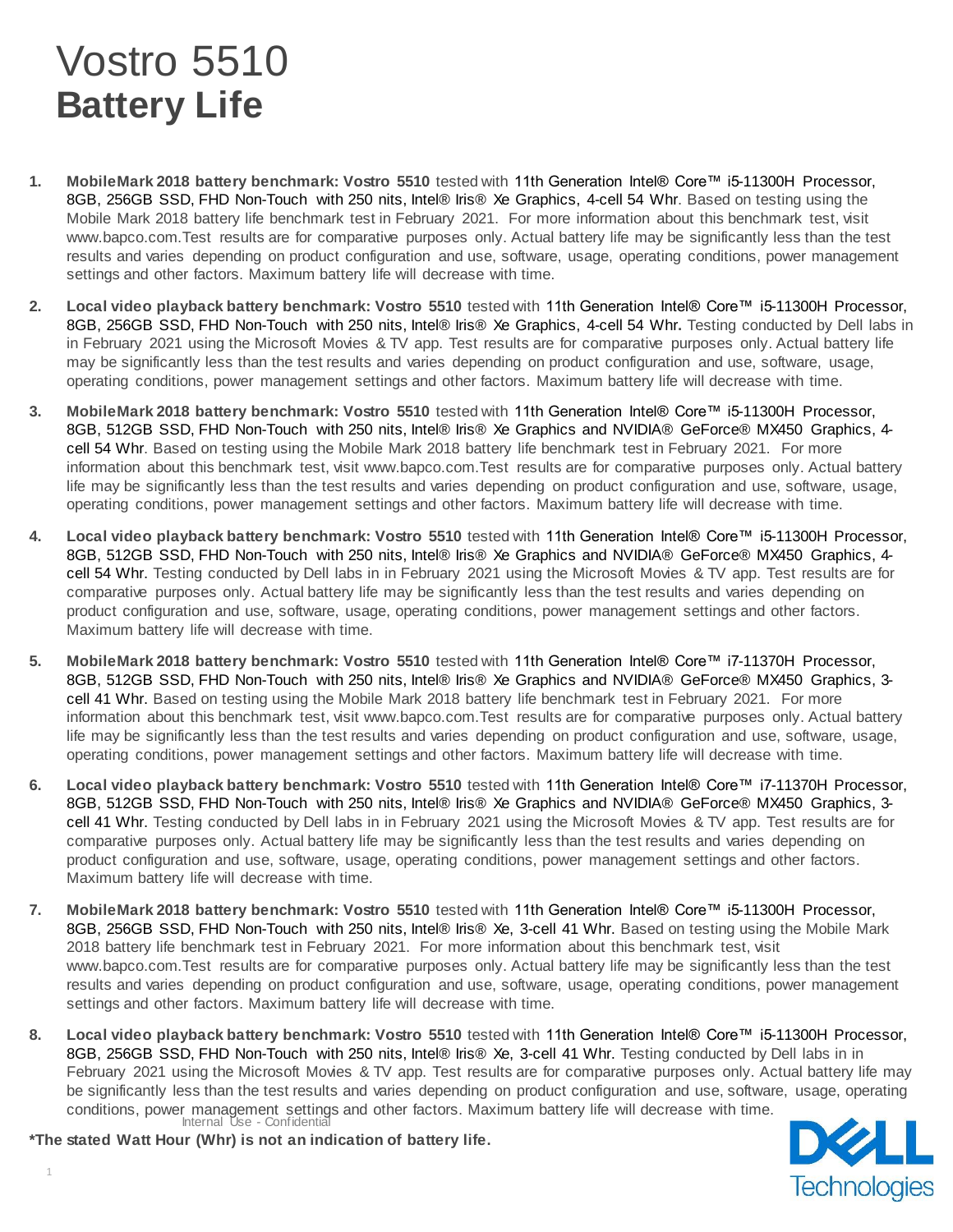# Vostro 5510

## Battery Life

1. **MobileMark 2018 battery benchmark: Vostro 5510** tested with 11th Generation Intel® Core™ i5-11300H Processor, 8GB, 256GB SSD, FHD Non-Touch with 250 nits, Intel® Iris® Xe Graphics, 4-cell 54 Whr. Based on testing using the Mobile Mark 2018 battery life benchmark test in February 2021. For more information about this benchmark test, visit www.bapco.com.Test results are for comparative purposes only. Actual battery life may be significantly less than the test results and varies depending on product configuration and use, software, usage, operating conditions, power management settings and other factors. Maximum battery life will decrease with time.

2. **Local video playback battery benchmark: Vostro 5510** tested with 11th Generation Intel® Core™ i5-11300H Processor, 8GB, 256GB SSD, FHD Non-Touch with 250 nits, Intel® Iris® Xe Graphics, 4-cell 54 Whr. Testing conducted by Dell labs in in February 2021 using the Microsoft Movies & TV app. Test results are for comparative purposes only. Actual battery life may be significantly less than the test results and varies depending on product configuration and use, software, usage, operating conditions, power management settings and other factors. Maximum battery life will decrease with time.

3. **MobileMark 2018 battery benchmark: Vostro 5510** tested with 11th Generation Intel® Core™ i5-11300H Processor, 8GB, 512GB SSD, FHD Non-Touch with 250 nits, Intel® Iris® Xe Graphics and NVIDIA® GeForce® MX450 Graphics, 4-cell 54 Whr. Based on testing using the Mobile Mark 2018 battery life benchmark test in February 2021. For more information about this benchmark test, visit www.bapco.com.Test results are for comparative purposes only. Actual battery life may be significantly less than the test results and varies depending on product configuration and use, software, usage, operating conditions, power management settings and other factors. Maximum battery life will decrease with time.

4. **Local video playback battery benchmark: Vostro 5510** tested with 11th Generation Intel® Core™ i5-11300H Processor, 8GB, 512GB SSD, FHD Non-Touch with 250 nits, Intel® Iris® Xe Graphics and NVIDIA® GeForce® MX450 Graphics, 4-cell 54 Whr. Testing conducted by Dell labs in in February 2021 using the Microsoft Movies & TV app. Test results are for comparative purposes only. Actual battery life may be significantly less than the test results and varies depending on product configuration and use, software, usage, operating conditions, power management settings and other factors. Maximum battery life will decrease with time.

5. **MobileMark 2018 battery benchmark: Vostro 5510** tested with 11th Generation Intel® Core™ i7-11370H Processor, 8GB, 512GB SSD, FHD Non-Touch with 250 nits, Intel® Iris® Xe Graphics and NVIDIA® GeForce® MX450 Graphics, 3-cell 41 Whr. Based on testing using the Mobile Mark 2018 battery life benchmark test in February 2021. For more information about this benchmark test, visit www.bapco.com.Test results are for comparative purposes only. Actual battery life may be significantly less than the test results and varies depending on product configuration and use, software, usage, operating conditions, power management settings and other factors. Maximum battery life will decrease with time.

6. **Local video playback battery benchmark: Vostro 5510** tested with 11th Generation Intel® Core™ i7-11370H Processor, 8GB, 512GB SSD, FHD Non-Touch with 250 nits, Intel® Iris® Xe Graphics and NVIDIA® GeForce® MX450 Graphics, 3-cell 41 Whr. Testing conducted by Dell labs in in February 2021 using the Microsoft Movies & TV app. Test results are for comparative purposes only. Actual battery life may be significantly less than the test results and varies depending on product configuration and use, software, usage, operating conditions, power management settings and other factors. Maximum battery life will decrease with time.

7. **MobileMark 2018 battery benchmark: Vostro 5510** tested with 11th Generation Intel® Core™ i5-11300H Processor, 8GB, 256GB SSD, FHD Non-Touch with 250 nits, Intel® Iris® Xe, 3-cell 41 Whr. Based on testing using the Mobile Mark 2018 battery life benchmark test in February 2021. For more information about this benchmark test, visit www.bapco.com.Test results are for comparative purposes only. Actual battery life may be significantly less than the test results and varies depending on product configuration and use, software, usage, operating conditions, power management settings and other factors. Maximum battery life will decrease with time.

8. **Local video playback battery benchmark: Vostro 5510** tested with 11th Generation Intel® Core™ i5-11300H Processor, 8GB, 256GB SSD, FHD Non-Touch with 250 nits, Intel® Iris® Xe, 3-cell 41 Whr. Testing conducted by Dell labs in in February 2021 using the Microsoft Movies & TV app. Test results are for comparative purposes only. Actual battery life may be significantly less than the test results and varies depending on product configuration and use, software, usage, operating conditions, power management settings and other factors. Maximum battery life will decrease with time.

**\*The stated Watt Hour (Whr) is not an indication of battery life.**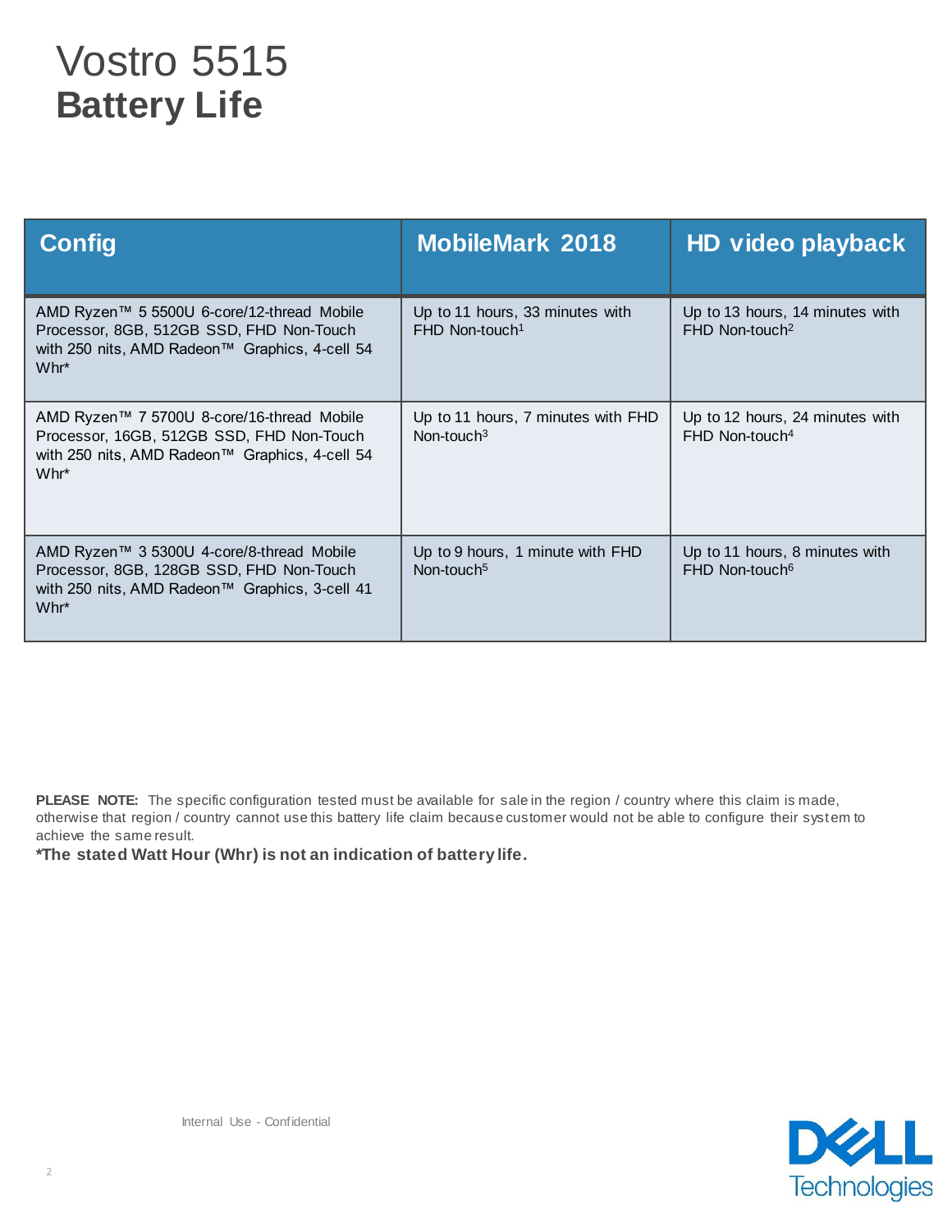# Vostro 5515
## Battery Life

| Config | MobileMark 2018 | HD video playback |
|---|---|---|
| AMD Ryzen™ 5 5500U 6-core/12-thread Mobile Processor, 8GB, 512GB SSD, FHD Non-Touch with 250 nits, AMD Radeon™ Graphics, 4-cell 54 Whr* | Up to 11 hours, 33 minutes with FHD Non-touch[1] | Up to 13 hours, 14 minutes with FHD Non-touch[2] |
| AMD Ryzen™ 7 5700U 8-core/16-thread Mobile Processor, 16GB, 512GB SSD, FHD Non-Touch with 250 nits, AMD Radeon™ Graphics, 4-cell 54 Whr* | Up to 11 hours, 7 minutes with FHD Non-touch[3] | Up to 12 hours, 24 minutes with FHD Non-touch[4] |
| AMD Ryzen™ 3 5300U 4-core/8-thread Mobile Processor, 8GB, 128GB SSD, FHD Non-Touch with 250 nits, AMD Radeon™ Graphics, 3-cell 41 Whr* | Up to 9 hours, 1 minute with FHD Non-touch[5] | Up to 11 hours, 8 minutes with FHD Non-touch[6] |

**PLEASE NOTE:** The specific configuration tested must be available for sale in the region / country where this claim is made, otherwise that region / country cannot use this battery life claim because customer would not be able to configure their system to achieve the same result.

***The stated Watt Hour (Whr) is not an indication of battery life.**

Internal Use - Confidential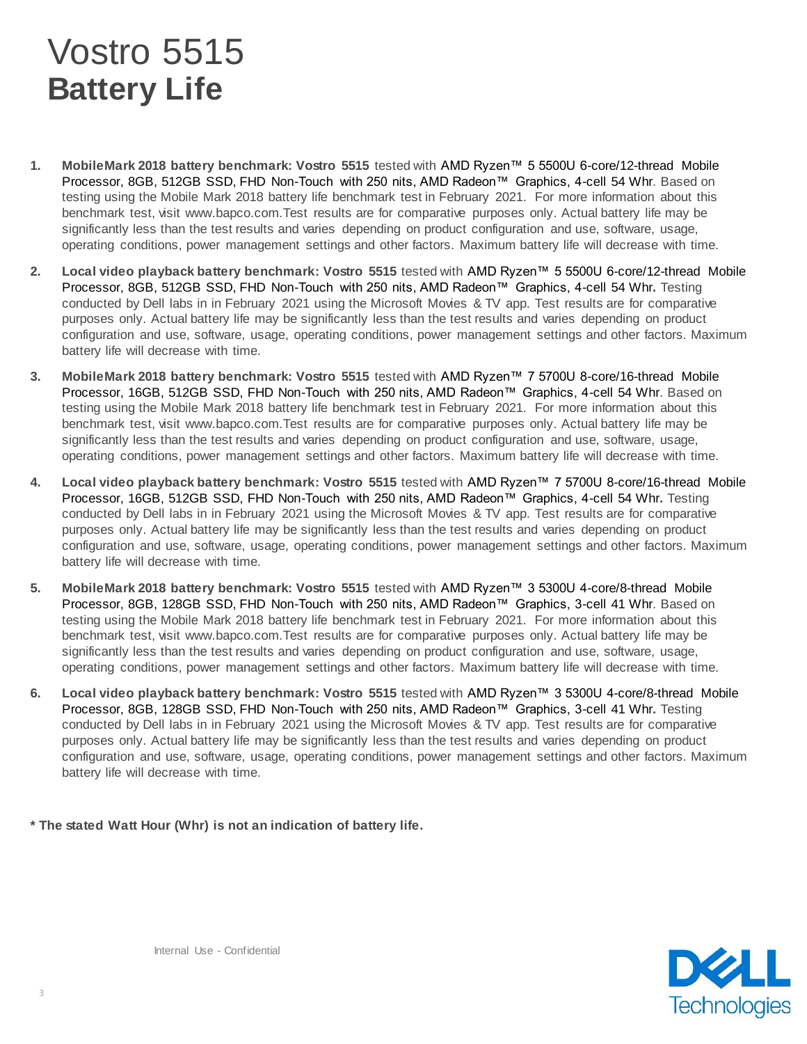# Vostro 5515
## Battery Life

1. **MobileMark 2018 battery benchmark: Vostro 5515** tested with AMD Ryzen™ 5 5500U 6-core/12-thread Mobile Processor, 8GB, 512GB SSD, FHD Non-Touch with 250 nits, AMD Radeon™ Graphics, 4-cell 54 Whr. Based on testing using the Mobile Mark 2018 battery life benchmark test in February 2021. For more information about this benchmark test, visit www.bapco.com.Test results are for comparative purposes only. Actual battery life may be significantly less than the test results and varies depending on product configuration and use, software, usage, operating conditions, power management settings and other factors. Maximum battery life will decrease with time.
2. **Local video playback battery benchmark: Vostro 5515** tested with AMD Ryzen™ 5 5500U 6-core/12-thread Mobile Processor, 8GB, 512GB SSD, FHD Non-Touch with 250 nits, AMD Radeon™ Graphics, 4-cell 54 Whr**.** Testing conducted by Dell labs in in February 2021 using the Microsoft Movies & TV app. Test results are for comparative purposes only. Actual battery life may be significantly less than the test results and varies depending on product configuration and use, software, usage, operating conditions, power management settings and other factors. Maximum battery life will decrease with time.
3. **MobileMark 2018 battery benchmark: Vostro 5515** tested with AMD Ryzen™ 7 5700U 8-core/16-thread Mobile Processor, 16GB, 512GB SSD, FHD Non-Touch with 250 nits, AMD Radeon™ Graphics, 4-cell 54 Whr. Based on testing using the Mobile Mark 2018 battery life benchmark test in February 2021. For more information about this benchmark test, visit www.bapco.com.Test results are for comparative purposes only. Actual battery life may be significantly less than the test results and varies depending on product configuration and use, software, usage, operating conditions, power management settings and other factors. Maximum battery life will decrease with time.
4. **Local video playback battery benchmark: Vostro 5515** tested with AMD Ryzen™ 7 5700U 8-core/16-thread Mobile Processor, 16GB, 512GB SSD, FHD Non-Touch with 250 nits, AMD Radeon™ Graphics, 4-cell 54 Whr**.** Testing conducted by Dell labs in in February 2021 using the Microsoft Movies & TV app. Test results are for comparative purposes only. Actual battery life may be significantly less than the test results and varies depending on product configuration and use, software, usage, operating conditions, power management settings and other factors. Maximum battery life will decrease with time.
5. **MobileMark 2018 battery benchmark: Vostro 5515** tested with AMD Ryzen™ 3 5300U 4-core/8-thread Mobile Processor, 8GB, 128GB SSD, FHD Non-Touch with 250 nits, AMD Radeon™ Graphics, 3-cell 41 Whr. Based on testing using the Mobile Mark 2018 battery life benchmark test in February 2021. For more information about this benchmark test, visit www.bapco.com.Test results are for comparative purposes only. Actual battery life may be significantly less than the test results and varies depending on product configuration and use, software, usage, operating conditions, power management settings and other factors. Maximum battery life will decrease with time.
6. **Local video playback battery benchmark: Vostro 5515** tested with AMD Ryzen™ 3 5300U 4-core/8-thread Mobile Processor, 8GB, 128GB SSD, FHD Non-Touch with 250 nits, AMD Radeon™ Graphics, 3-cell 41 Whr**.** Testing conducted by Dell labs in in February 2021 using the Microsoft Movies & TV app. Test results are for comparative purposes only. Actual battery life may be significantly less than the test results and varies depending on product configuration and use, software, usage, operating conditions, power management settings and other factors. Maximum battery life will decrease with time.

**\* The stated Watt Hour (Whr) is not an indication of battery life.**

Internal Use - Confidential